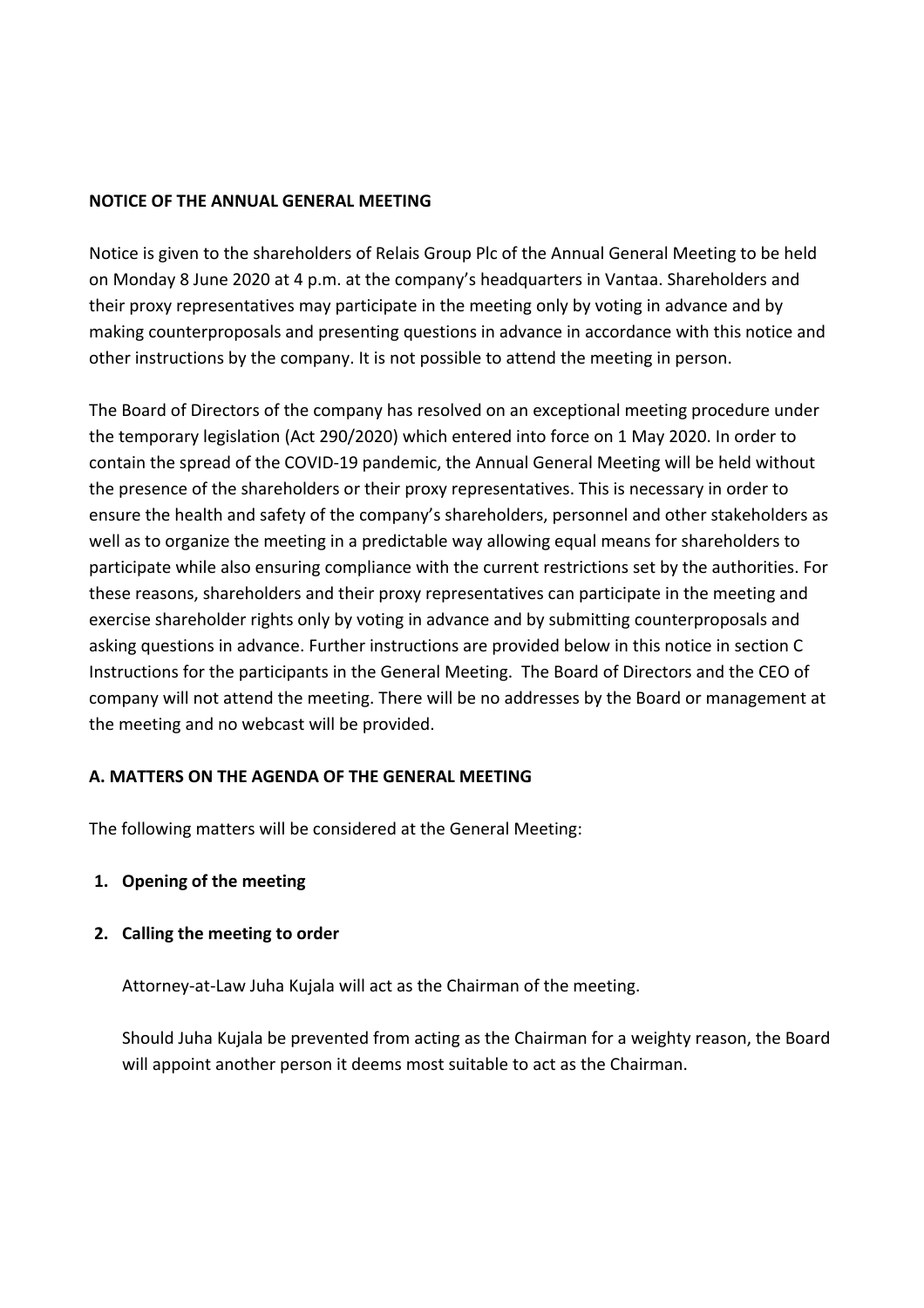**NOTICE OF THE ANNUAL GENERAL MEETING**

Notice is given to the shareholders of Relais Group Plc of the Annual General Meeting to be held on Monday 8 June 2020 at 4 p.m. at the company's headquarters in Vantaa. Shareholders and their proxy representatives may participate in the meeting only by voting in advance and by making counterproposals and presenting questions in advance in accordance with this notice and other instructions by the company. It is not possible to attend the meeting in person.

The Board of Directors of the company has resolved on an exceptional meeting procedure under the temporary legislation (Act 290/2020) which entered into force on 1 May 2020. In order to contain the spread of the COVID-19 pandemic, the Annual General Meeting will be held without the presence of the shareholders or their proxy representatives. This is necessary in order to ensure the health and safety of the company's shareholders, personnel and other stakeholders as well as to organize the meeting in a predictable way allowing equal means for shareholders to participate while also ensuring compliance with the current restrictions set by the authorities. For these reasons, shareholders and their proxy representatives can participate in the meeting and exercise shareholder rights only by voting in advance and by submitting counterproposals and asking questions in advance. Further instructions are provided below in this notice in section C Instructions for the participants in the General Meeting. The Board of Directors and the CEO of company will not attend the meeting. There will be no addresses by the Board or management at the meeting and no webcast will be provided.

**A. MATTERS ON THE AGENDA OF THE GENERAL MEETING**

The following matters will be considered at the General Meeting:

1. **Opening of the meeting**

2. **Calling the meeting to order**

   Attorney-at-Law Juha Kujala will act as the Chairman of the meeting.

   Should Juha Kujala be prevented from acting as the Chairman for a weighty reason, the Board will appoint another person it deems most suitable to act as the Chairman.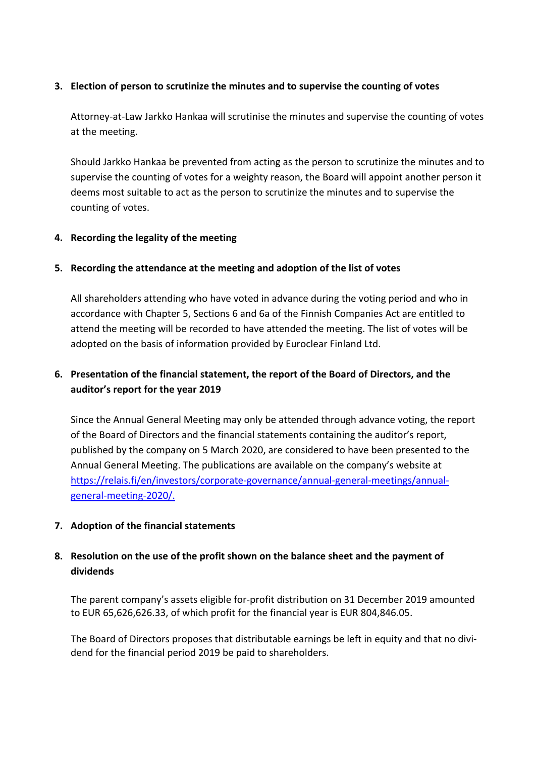3. **Election of person to scrutinize the minutes and to supervise the counting of votes**

   Attorney-at-Law Jarkko Hankaa will scrutinise the minutes and supervise the counting of votes at the meeting.

   Should Jarkko Hankaa be prevented from acting as the person to scrutinize the minutes and to supervise the counting of votes for a weighty reason, the Board will appoint another person it deems most suitable to act as the person to scrutinize the minutes and to supervise the counting of votes.

4. **Recording the legality of the meeting**

5. **Recording the attendance at the meeting and adoption of the list of votes**

   All shareholders attending who have voted in advance during the voting period and who in accordance with Chapter 5, Sections 6 and 6a of the Finnish Companies Act are entitled to attend the meeting will be recorded to have attended the meeting. The list of votes will be adopted on the basis of information provided by Euroclear Finland Ltd.

6. **Presentation of the financial statement, the report of the Board of Directors, and the auditor's report for the year 2019**

   Since the Annual General Meeting may only be attended through advance voting, the report of the Board of Directors and the financial statements containing the auditor's report, published by the company on 5 March 2020, are considered to have been presented to the Annual General Meeting. The publications are available on the company's website at [https://relais.fi/en/investors/corporate-governance/annual-general-meetings/annual-general-meeting-2020/.](https://relais.fi/en/investors/corporate-governance/annual-general-meetings/annual-general-meeting-2020/)

7. **Adoption of the financial statements**

8. **Resolution on the use of the profit shown on the balance sheet and the payment of dividends**

   The parent company's assets eligible for-profit distribution on 31 December 2019 amounted to EUR 65,626,626.33, of which profit for the financial year is EUR 804,846.05.

   The Board of Directors proposes that distributable earnings be left in equity and that no dividend for the financial period 2019 be paid to shareholders.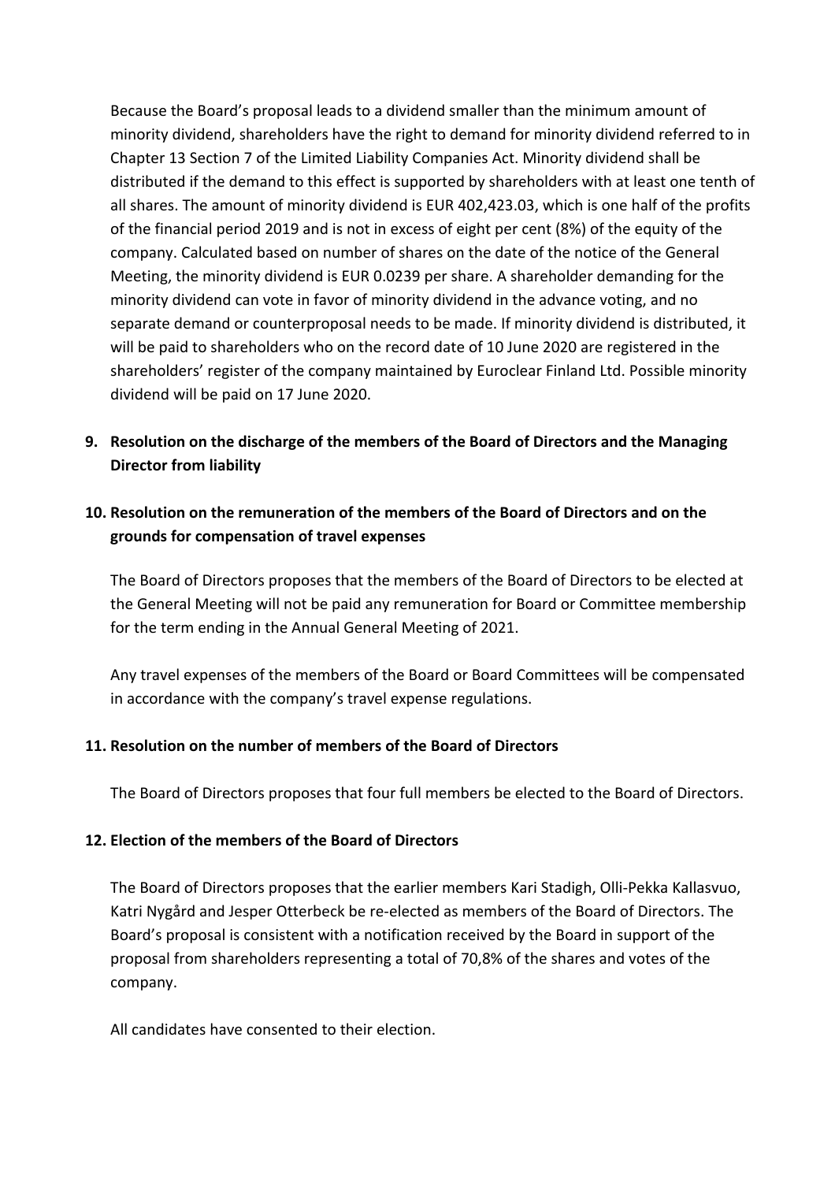Because the Board's proposal leads to a dividend smaller than the minimum amount of minority dividend, shareholders have the right to demand for minority dividend referred to in Chapter 13 Section 7 of the Limited Liability Companies Act. Minority dividend shall be distributed if the demand to this effect is supported by shareholders with at least one tenth of all shares. The amount of minority dividend is EUR 402,423.03, which is one half of the profits of the financial period 2019 and is not in excess of eight per cent (8%) of the equity of the company. Calculated based on number of shares on the date of the notice of the General Meeting, the minority dividend is EUR 0.0239 per share. A shareholder demanding for the minority dividend can vote in favor of minority dividend in the advance voting, and no separate demand or counterproposal needs to be made. If minority dividend is distributed, it will be paid to shareholders who on the record date of 10 June 2020 are registered in the shareholders' register of the company maintained by Euroclear Finland Ltd. Possible minority dividend will be paid on 17 June 2020.

**9. Resolution on the discharge of the members of the Board of Directors and the Managing Director from liability**

**10. Resolution on the remuneration of the members of the Board of Directors and on the grounds for compensation of travel expenses**

The Board of Directors proposes that the members of the Board of Directors to be elected at the General Meeting will not be paid any remuneration for Board or Committee membership for the term ending in the Annual General Meeting of 2021.

Any travel expenses of the members of the Board or Board Committees will be compensated in accordance with the company's travel expense regulations.

**11. Resolution on the number of members of the Board of Directors**

The Board of Directors proposes that four full members be elected to the Board of Directors.

**12. Election of the members of the Board of Directors**

The Board of Directors proposes that the earlier members Kari Stadigh, Olli-Pekka Kallasvuo, Katri Nygård and Jesper Otterbeck be re-elected as members of the Board of Directors. The Board's proposal is consistent with a notification received by the Board in support of the proposal from shareholders representing a total of 70,8% of the shares and votes of the company.

All candidates have consented to their election.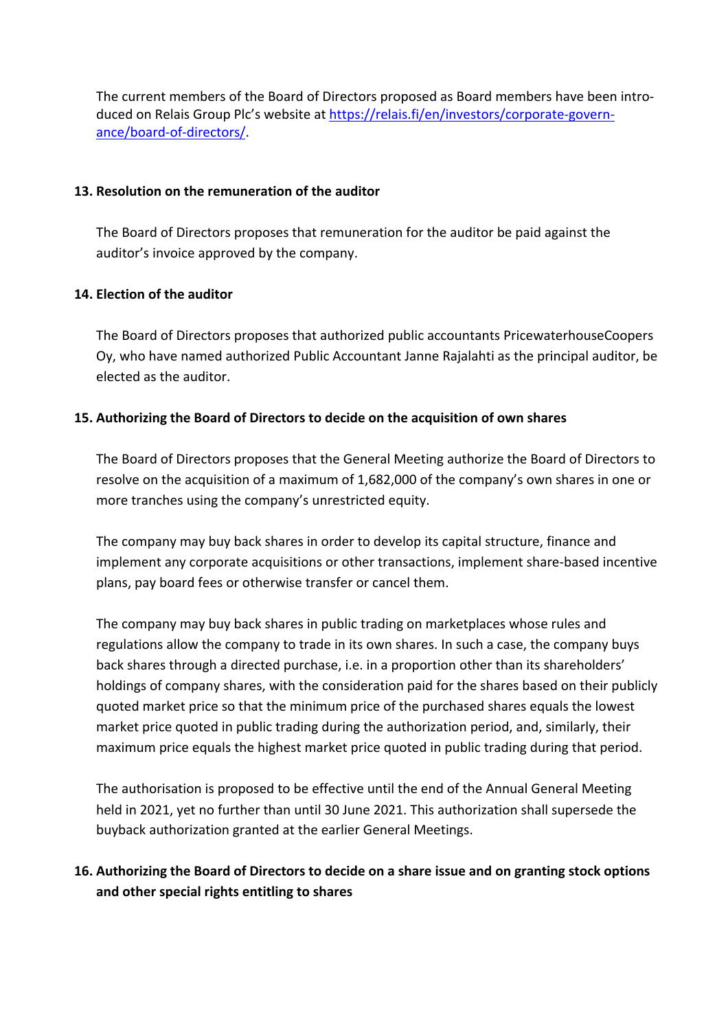The current members of the Board of Directors proposed as Board members have been introduced on Relais Group Plc's website at [https://relais.fi/en/investors/corporate-governance/board-of-directors/](https://relais.fi/en/investors/corporate-governance/board-of-directors/).

**13. Resolution on the remuneration of the auditor**

The Board of Directors proposes that remuneration for the auditor be paid against the auditor's invoice approved by the company.

**14. Election of the auditor**

The Board of Directors proposes that authorized public accountants PricewaterhouseCoopers Oy, who have named authorized Public Accountant Janne Rajalahti as the principal auditor, be elected as the auditor.

**15. Authorizing the Board of Directors to decide on the acquisition of own shares**

The Board of Directors proposes that the General Meeting authorize the Board of Directors to resolve on the acquisition of a maximum of 1,682,000 of the company's own shares in one or more tranches using the company's unrestricted equity.

The company may buy back shares in order to develop its capital structure, finance and implement any corporate acquisitions or other transactions, implement share-based incentive plans, pay board fees or otherwise transfer or cancel them.

The company may buy back shares in public trading on marketplaces whose rules and regulations allow the company to trade in its own shares. In such a case, the company buys back shares through a directed purchase, i.e. in a proportion other than its shareholders' holdings of company shares, with the consideration paid for the shares based on their publicly quoted market price so that the minimum price of the purchased shares equals the lowest market price quoted in public trading during the authorization period, and, similarly, their maximum price equals the highest market price quoted in public trading during that period.

The authorisation is proposed to be effective until the end of the Annual General Meeting held in 2021, yet no further than until 30 June 2021. This authorization shall supersede the buyback authorization granted at the earlier General Meetings.

**16. Authorizing the Board of Directors to decide on a share issue and on granting stock options and other special rights entitling to shares**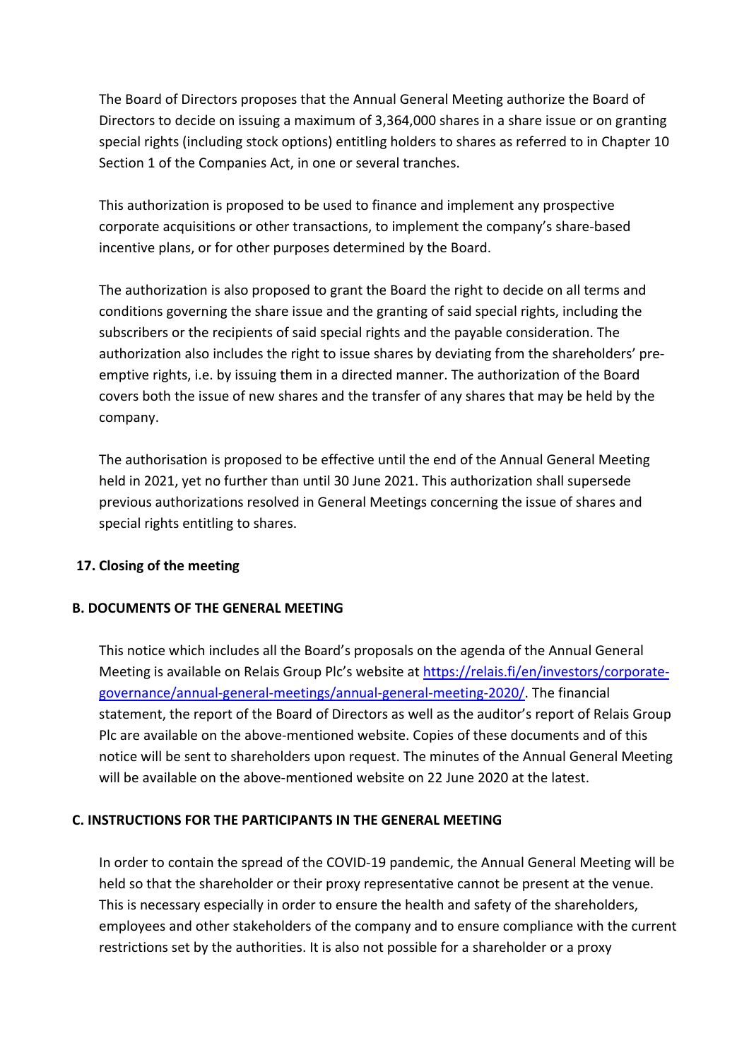The Board of Directors proposes that the Annual General Meeting authorize the Board of Directors to decide on issuing a maximum of 3,364,000 shares in a share issue or on granting special rights (including stock options) entitling holders to shares as referred to in Chapter 10 Section 1 of the Companies Act, in one or several tranches.

This authorization is proposed to be used to finance and implement any prospective corporate acquisitions or other transactions, to implement the company's share-based incentive plans, or for other purposes determined by the Board.

The authorization is also proposed to grant the Board the right to decide on all terms and conditions governing the share issue and the granting of said special rights, including the subscribers or the recipients of said special rights and the payable consideration. The authorization also includes the right to issue shares by deviating from the shareholders' pre-emptive rights, i.e. by issuing them in a directed manner. The authorization of the Board covers both the issue of new shares and the transfer of any shares that may be held by the company.

The authorisation is proposed to be effective until the end of the Annual General Meeting held in 2021, yet no further than until 30 June 2021. This authorization shall supersede previous authorizations resolved in General Meetings concerning the issue of shares and special rights entitling to shares.

**17. Closing of the meeting**

**B. DOCUMENTS OF THE GENERAL MEETING**

This notice which includes all the Board's proposals on the agenda of the Annual General Meeting is available on Relais Group Plc's website at [https://relais.fi/en/investors/corporate-governance/annual-general-meetings/annual-general-meeting-2020/](https://relais.fi/en/investors/corporate-governance/annual-general-meetings/annual-general-meeting-2020/). The financial statement, the report of the Board of Directors as well as the auditor's report of Relais Group Plc are available on the above-mentioned website. Copies of these documents and of this notice will be sent to shareholders upon request. The minutes of the Annual General Meeting will be available on the above-mentioned website on 22 June 2020 at the latest.

**C. INSTRUCTIONS FOR THE PARTICIPANTS IN THE GENERAL MEETING**

In order to contain the spread of the COVID-19 pandemic, the Annual General Meeting will be held so that the shareholder or their proxy representative cannot be present at the venue. This is necessary especially in order to ensure the health and safety of the shareholders, employees and other stakeholders of the company and to ensure compliance with the current restrictions set by the authorities. It is also not possible for a shareholder or a proxy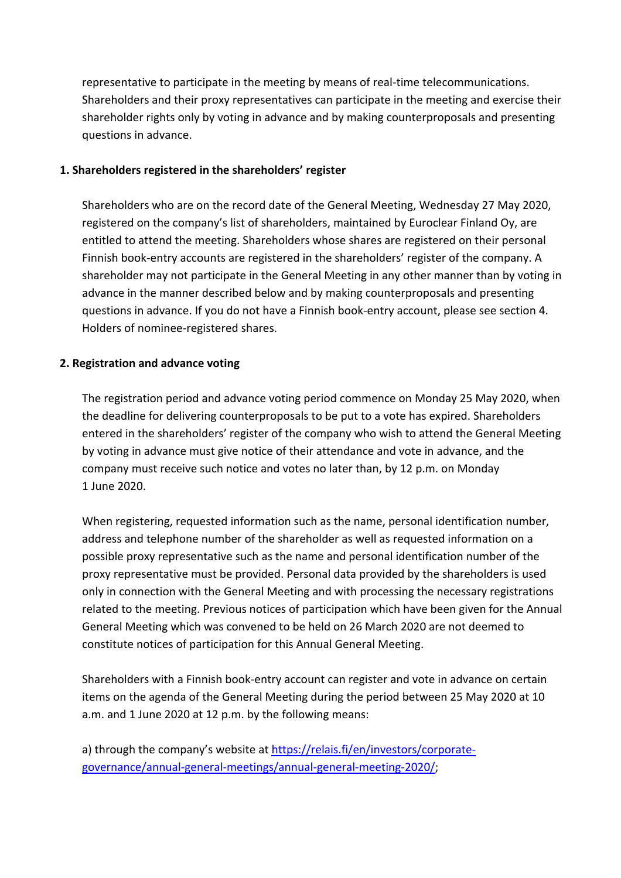representative to participate in the meeting by means of real-time telecommunications. Shareholders and their proxy representatives can participate in the meeting and exercise their shareholder rights only by voting in advance and by making counterproposals and presenting questions in advance.

**1. Shareholders registered in the shareholders' register**

Shareholders who are on the record date of the General Meeting, Wednesday 27 May 2020, registered on the company's list of shareholders, maintained by Euroclear Finland Oy, are entitled to attend the meeting. Shareholders whose shares are registered on their personal Finnish book-entry accounts are registered in the shareholders' register of the company. A shareholder may not participate in the General Meeting in any other manner than by voting in advance in the manner described below and by making counterproposals and presenting questions in advance. If you do not have a Finnish book-entry account, please see section 4. Holders of nominee-registered shares.

**2. Registration and advance voting**

The registration period and advance voting period commence on Monday 25 May 2020, when the deadline for delivering counterproposals to be put to a vote has expired. Shareholders entered in the shareholders' register of the company who wish to attend the General Meeting by voting in advance must give notice of their attendance and vote in advance, and the company must receive such notice and votes no later than, by 12 p.m. on Monday 1 June 2020.

When registering, requested information such as the name, personal identification number, address and telephone number of the shareholder as well as requested information on a possible proxy representative such as the name and personal identification number of the proxy representative must be provided. Personal data provided by the shareholders is used only in connection with the General Meeting and with processing the necessary registrations related to the meeting. Previous notices of participation which have been given for the Annual General Meeting which was convened to be held on 26 March 2020 are not deemed to constitute notices of participation for this Annual General Meeting.

Shareholders with a Finnish book-entry account can register and vote in advance on certain items on the agenda of the General Meeting during the period between 25 May 2020 at 10 a.m. and 1 June 2020 at 12 p.m. by the following means:

a) through the company's website at [https://relais.fi/en/investors/corporate-governance/annual-general-meetings/annual-general-meeting-2020/](https://relais.fi/en/investors/corporate-governance/annual-general-meetings/annual-general-meeting-2020/);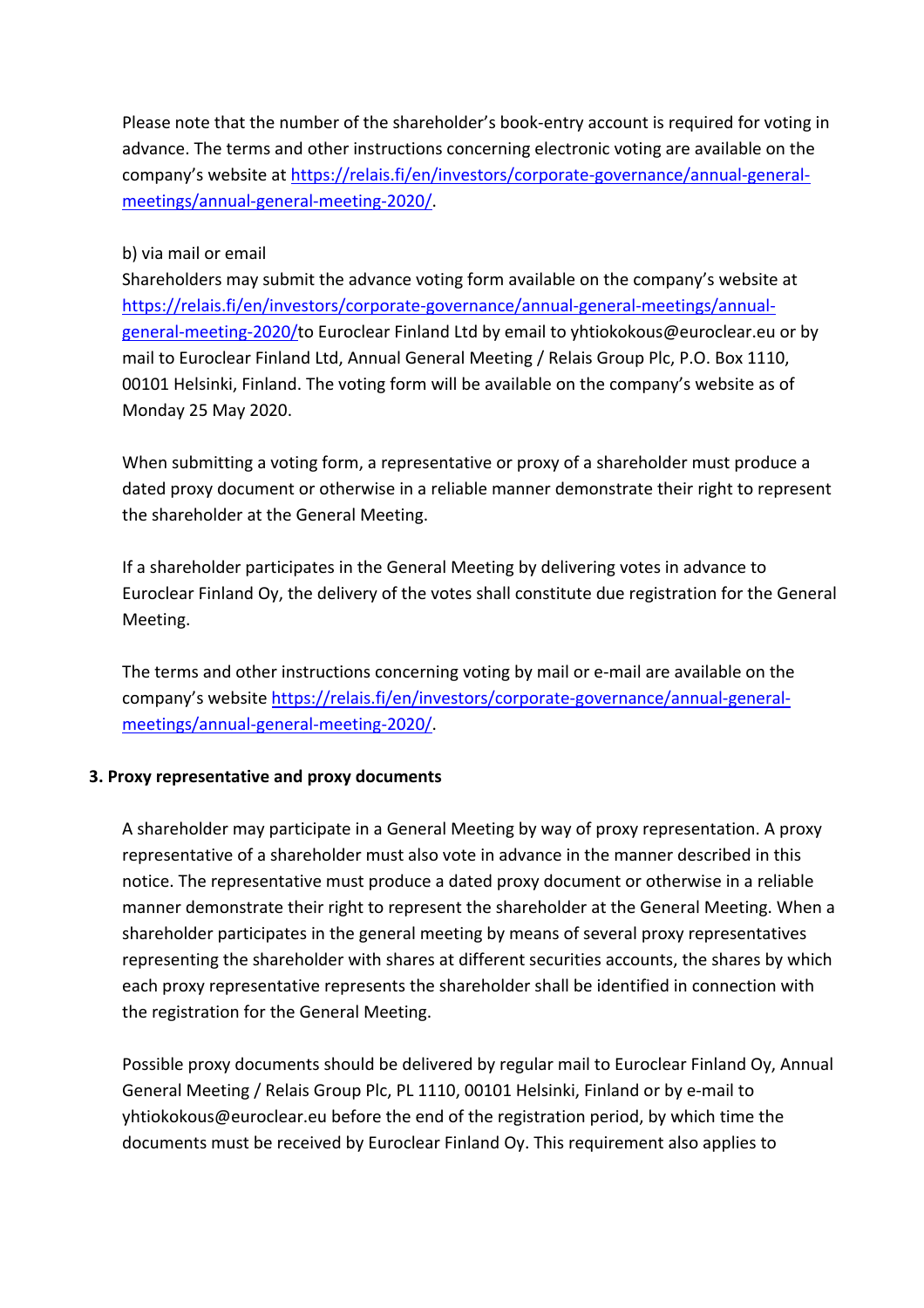Please note that the number of the shareholder's book-entry account is required for voting in advance. The terms and other instructions concerning electronic voting are available on the company's website at https://relais.fi/en/investors/corporate-governance/annual-general-meetings/annual-general-meeting-2020/.

b) via mail or email

Shareholders may submit the advance voting form available on the company's website at https://relais.fi/en/investors/corporate-governance/annual-general-meetings/annual-general-meeting-2020/to Euroclear Finland Ltd by email to yhtiokokous@euroclear.eu or by mail to Euroclear Finland Ltd, Annual General Meeting / Relais Group Plc, P.O. Box 1110, 00101 Helsinki, Finland. The voting form will be available on the company's website as of Monday 25 May 2020.

When submitting a voting form, a representative or proxy of a shareholder must produce a dated proxy document or otherwise in a reliable manner demonstrate their right to represent the shareholder at the General Meeting.

If a shareholder participates in the General Meeting by delivering votes in advance to Euroclear Finland Oy, the delivery of the votes shall constitute due registration for the General Meeting.

The terms and other instructions concerning voting by mail or e-mail are available on the company's website https://relais.fi/en/investors/corporate-governance/annual-general-meetings/annual-general-meeting-2020/.

### 3. Proxy representative and proxy documents

A shareholder may participate in a General Meeting by way of proxy representation. A proxy representative of a shareholder must also vote in advance in the manner described in this notice. The representative must produce a dated proxy document or otherwise in a reliable manner demonstrate their right to represent the shareholder at the General Meeting. When a shareholder participates in the general meeting by means of several proxy representatives representing the shareholder with shares at different securities accounts, the shares by which each proxy representative represents the shareholder shall be identified in connection with the registration for the General Meeting.

Possible proxy documents should be delivered by regular mail to Euroclear Finland Oy, Annual General Meeting / Relais Group Plc, PL 1110, 00101 Helsinki, Finland or by e-mail to yhtiokokous@euroclear.eu before the end of the registration period, by which time the documents must be received by Euroclear Finland Oy. This requirement also applies to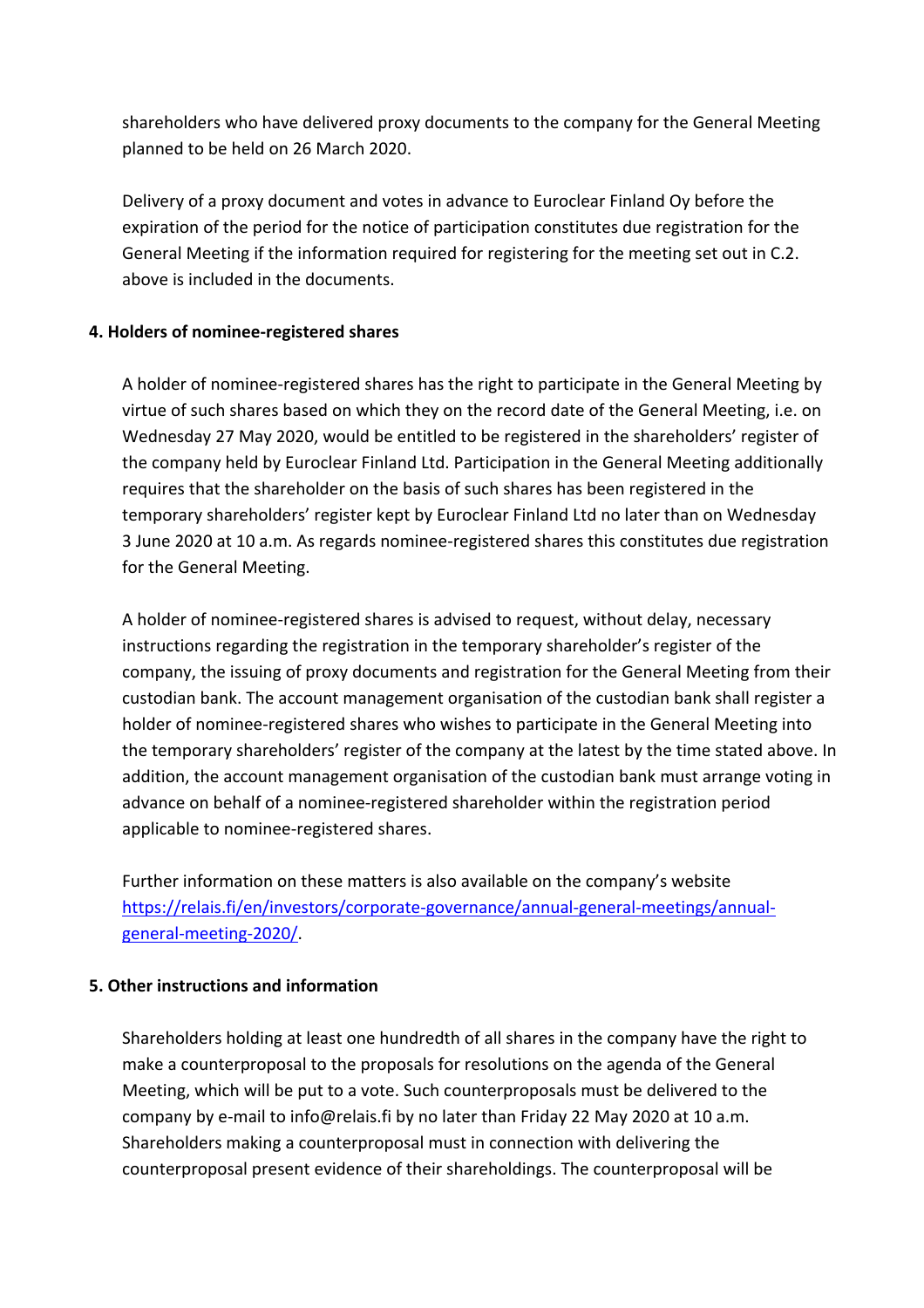shareholders who have delivered proxy documents to the company for the General Meeting planned to be held on 26 March 2020.

Delivery of a proxy document and votes in advance to Euroclear Finland Oy before the expiration of the period for the notice of participation constitutes due registration for the General Meeting if the information required for registering for the meeting set out in C.2. above is included in the documents.

**4. Holders of nominee-registered shares**

A holder of nominee-registered shares has the right to participate in the General Meeting by virtue of such shares based on which they on the record date of the General Meeting, i.e. on Wednesday 27 May 2020, would be entitled to be registered in the shareholders' register of the company held by Euroclear Finland Ltd. Participation in the General Meeting additionally requires that the shareholder on the basis of such shares has been registered in the temporary shareholders' register kept by Euroclear Finland Ltd no later than on Wednesday 3 June 2020 at 10 a.m. As regards nominee-registered shares this constitutes due registration for the General Meeting.

A holder of nominee-registered shares is advised to request, without delay, necessary instructions regarding the registration in the temporary shareholder's register of the company, the issuing of proxy documents and registration for the General Meeting from their custodian bank. The account management organisation of the custodian bank shall register a holder of nominee-registered shares who wishes to participate in the General Meeting into the temporary shareholders' register of the company at the latest by the time stated above. In addition, the account management organisation of the custodian bank must arrange voting in advance on behalf of a nominee-registered shareholder within the registration period applicable to nominee-registered shares.

Further information on these matters is also available on the company's website [https://relais.fi/en/investors/corporate-governance/annual-general-meetings/annual-general-meeting-2020/](https://relais.fi/en/investors/corporate-governance/annual-general-meetings/annual-general-meeting-2020/).

**5. Other instructions and information**

Shareholders holding at least one hundredth of all shares in the company have the right to make a counterproposal to the proposals for resolutions on the agenda of the General Meeting, which will be put to a vote. Such counterproposals must be delivered to the company by e-mail to info@relais.fi by no later than Friday 22 May 2020 at 10 a.m. Shareholders making a counterproposal must in connection with delivering the counterproposal present evidence of their shareholdings. The counterproposal will be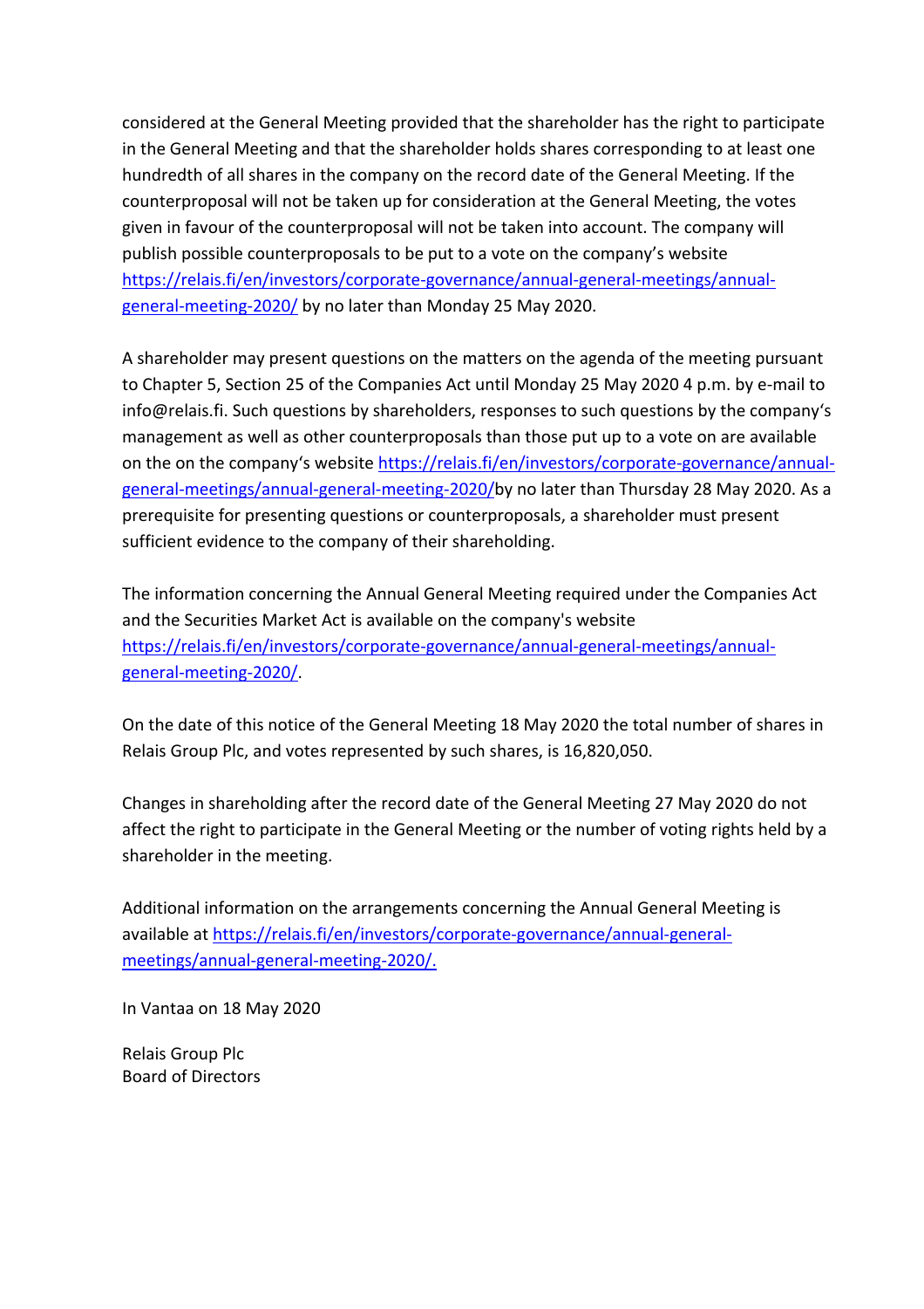considered at the General Meeting provided that the shareholder has the right to participate in the General Meeting and that the shareholder holds shares corresponding to at least one hundredth of all shares in the company on the record date of the General Meeting. If the counterproposal will not be taken up for consideration at the General Meeting, the votes given in favour of the counterproposal will not be taken into account. The company will publish possible counterproposals to be put to a vote on the company's website [https://relais.fi/en/investors/corporate-governance/annual-general-meetings/annual-general-meeting-2020/](https://relais.fi/en/investors/corporate-governance/annual-general-meetings/annual-general-meeting-2020/) by no later than Monday 25 May 2020.

A shareholder may present questions on the matters on the agenda of the meeting pursuant to Chapter 5, Section 25 of the Companies Act until Monday 25 May 2020 4 p.m. by e-mail to info@relais.fi. Such questions by shareholders, responses to such questions by the company's management as well as other counterproposals than those put up to a vote on are available on the on the company's website [https://relais.fi/en/investors/corporate-governance/annual-general-meetings/annual-general-meeting-2020/](https://relais.fi/en/investors/corporate-governance/annual-general-meetings/annual-general-meeting-2020/)by no later than Thursday 28 May 2020. As a prerequisite for presenting questions or counterproposals, a shareholder must present sufficient evidence to the company of their shareholding.

The information concerning the Annual General Meeting required under the Companies Act and the Securities Market Act is available on the company's website [https://relais.fi/en/investors/corporate-governance/annual-general-meetings/annual-general-meeting-2020/](https://relais.fi/en/investors/corporate-governance/annual-general-meetings/annual-general-meeting-2020/).

On the date of this notice of the General Meeting 18 May 2020 the total number of shares in Relais Group Plc, and votes represented by such shares, is 16,820,050.

Changes in shareholding after the record date of the General Meeting 27 May 2020 do not affect the right to participate in the General Meeting or the number of voting rights held by a shareholder in the meeting.

Additional information on the arrangements concerning the Annual General Meeting is available at [https://relais.fi/en/investors/corporate-governance/annual-general-meetings/annual-general-meeting-2020/.](https://relais.fi/en/investors/corporate-governance/annual-general-meetings/annual-general-meeting-2020/)

In Vantaa on 18 May 2020

Relais Group Plc
Board of Directors